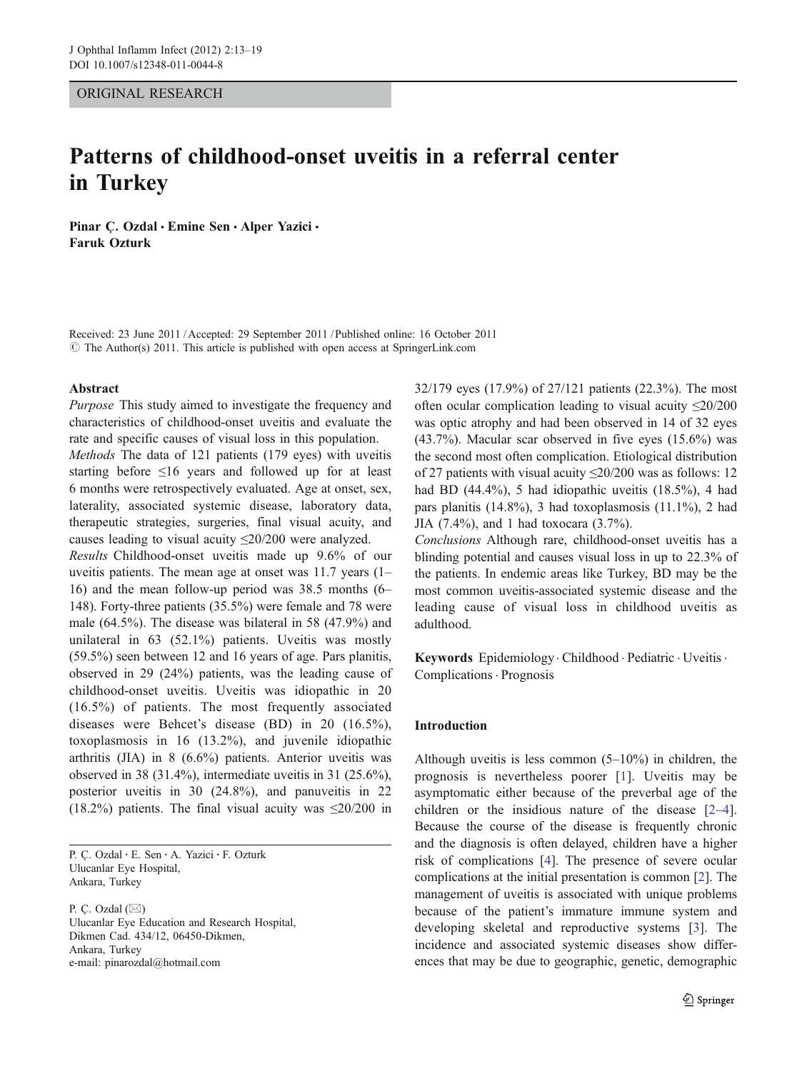ORIGINAL RESEARCH

# Patterns of childhood-onset uveitis in a referral center in Turkey

**Pinar Ç. Ozdal · Emine Sen · Alper Yazici · Faruk Ozturk**

Received: 23 June 2011 / Accepted: 29 September 2011 / Published online: 16 October 2011
© The Author(s) 2011. This article is published with open access at SpringerLink.com

## Abstract

*Purpose* This study aimed to investigate the frequency and characteristics of childhood-onset uveitis and evaluate the rate and specific causes of visual loss in this population.

*Methods* The data of 121 patients (179 eyes) with uveitis starting before ≤16 years and followed up for at least 6 months were retrospectively evaluated. Age at onset, sex, laterality, associated systemic disease, laboratory data, therapeutic strategies, surgeries, final visual acuity, and causes leading to visual acuity ≤20/200 were analyzed.

*Results* Childhood-onset uveitis made up 9.6% of our uveitis patients. The mean age at onset was 11.7 years (1–16) and the mean follow-up period was 38.5 months (6–148). Forty-three patients (35.5%) were female and 78 were male (64.5%). The disease was bilateral in 58 (47.9%) and unilateral in 63 (52.1%) patients. Uveitis was mostly (59.5%) seen between 12 and 16 years of age. Pars planitis, observed in 29 (24%) patients, was the leading cause of childhood-onset uveitis. Uveitis was idiopathic in 20 (16.5%) of patients. The most frequently associated diseases were Behcet's disease (BD) in 20 (16.5%), toxoplasmosis in 16 (13.2%), and juvenile idiopathic arthritis (JIA) in 8 (6.6%) patients. Anterior uveitis was observed in 38 (31.4%), intermediate uveitis in 31 (25.6%), posterior uveitis in 30 (24.8%), and panuveitis in 22 (18.2%) patients. The final visual acuity was ≤20/200 in 32/179 eyes (17.9%) of 27/121 patients (22.3%). The most often ocular complication leading to visual acuity ≤20/200 was optic atrophy and had been observed in 14 of 32 eyes (43.7%). Macular scar observed in five eyes (15.6%) was the second most often complication. Etiological distribution of 27 patients with visual acuity ≤20/200 was as follows: 12 had BD (44.4%), 5 had idiopathic uveitis (18.5%), 4 had pars planitis (14.8%), 3 had toxoplasmosis (11.1%), 2 had JIA (7.4%), and 1 had toxocara (3.7%).

*Conclusions* Although rare, childhood-onset uveitis has a blinding potential and causes visual loss in up to 22.3% of the patients. In endemic areas like Turkey, BD may be the most common uveitis-associated systemic disease and the leading cause of visual loss in childhood uveitis as adulthood.

**Keywords** Epidemiology · Childhood · Pediatric · Uveitis · Complications · Prognosis

P. Ç. Ozdal · E. Sen · A. Yazici · F. Ozturk
Ulucanlar Eye Hospital,
Ankara, Turkey

P. Ç. Ozdal (✉)
Ulucanlar Eye Education and Research Hospital,
Dikmen Cad. 434/12, 06450-Dikmen,
Ankara, Turkey
e-mail: pinarozdal@hotmail.com

## Introduction

Although uveitis is less common (5–10%) in children, the prognosis is nevertheless poorer [1]. Uveitis may be asymptomatic either because of the preverbal age of the children or the insidious nature of the disease [2–4]. Because the course of the disease is frequently chronic and the diagnosis is often delayed, children have a higher risk of complications [4]. The presence of severe ocular complications at the initial presentation is common [2]. The management of uveitis is associated with unique problems because of the patient's immature immune system and developing skeletal and reproductive systems [3]. The incidence and associated systemic diseases show differences that may be due to geographic, genetic, demographic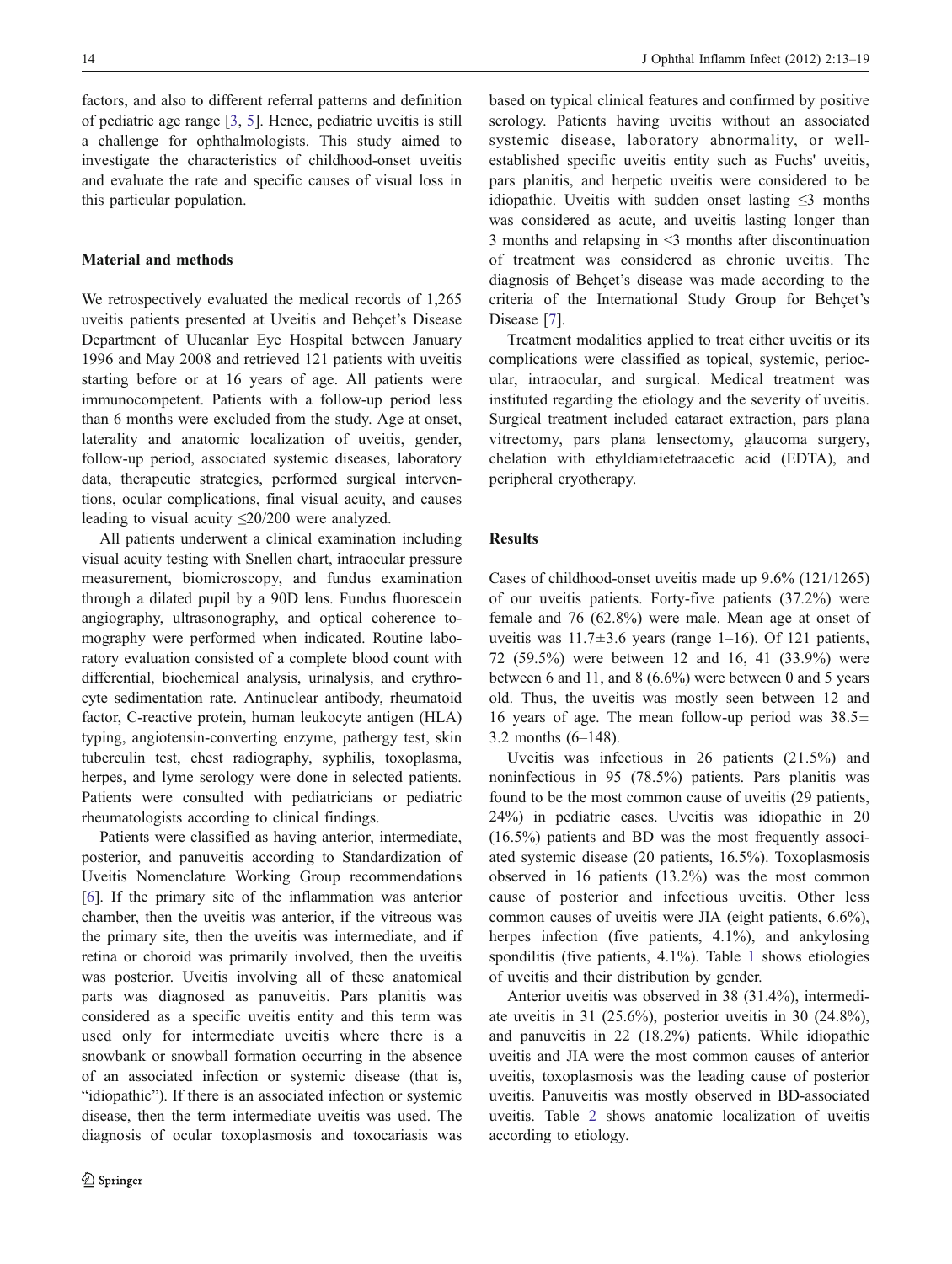factors, and also to different referral patterns and definition of pediatric age range [3, 5]. Hence, pediatric uveitis is still a challenge for ophthalmologists. This study aimed to investigate the characteristics of childhood-onset uveitis and evaluate the rate and specific causes of visual loss in this particular population.

## Material and methods

We retrospectively evaluated the medical records of 1,265 uveitis patients presented at Uveitis and Behçet's Disease Department of Ulucanlar Eye Hospital between January 1996 and May 2008 and retrieved 121 patients with uveitis starting before or at 16 years of age. All patients were immunocompetent. Patients with a follow-up period less than 6 months were excluded from the study. Age at onset, laterality and anatomic localization of uveitis, gender, follow-up period, associated systemic diseases, laboratory data, therapeutic strategies, performed surgical interventions, ocular complications, final visual acuity, and causes leading to visual acuity ≤20/200 were analyzed.

All patients underwent a clinical examination including visual acuity testing with Snellen chart, intraocular pressure measurement, biomicroscopy, and fundus examination through a dilated pupil by a 90D lens. Fundus fluorescein angiography, ultrasonography, and optical coherence tomography were performed when indicated. Routine laboratory evaluation consisted of a complete blood count with differential, biochemical analysis, urinalysis, and erythrocyte sedimentation rate. Antinuclear antibody, rheumatoid factor, C-reactive protein, human leukocyte antigen (HLA) typing, angiotensin-converting enzyme, pathergy test, skin tuberculin test, chest radiography, syphilis, toxoplasma, herpes, and lyme serology were done in selected patients. Patients were consulted with pediatricians or pediatric rheumatologists according to clinical findings.

Patients were classified as having anterior, intermediate, posterior, and panuveitis according to Standardization of Uveitis Nomenclature Working Group recommendations [6]. If the primary site of the inflammation was anterior chamber, then the uveitis was anterior, if the vitreous was the primary site, then the uveitis was intermediate, and if retina or choroid was primarily involved, then the uveitis was posterior. Uveitis involving all of these anatomical parts was diagnosed as panuveitis. Pars planitis was considered as a specific uveitis entity and this term was used only for intermediate uveitis where there is a snowbank or snowball formation occurring in the absence of an associated infection or systemic disease (that is, "idiopathic"). If there is an associated infection or systemic disease, then the term intermediate uveitis was used. The diagnosis of ocular toxoplasmosis and toxocariasis was based on typical clinical features and confirmed by positive serology. Patients having uveitis without an associated systemic disease, laboratory abnormality, or well-established specific uveitis entity such as Fuchs' uveitis, pars planitis, and herpetic uveitis were considered to be idiopathic. Uveitis with sudden onset lasting ≤3 months was considered as acute, and uveitis lasting longer than 3 months and relapsing in <3 months after discontinuation of treatment was considered as chronic uveitis. The diagnosis of Behçet's disease was made according to the criteria of the International Study Group for Behçet's Disease [7].

Treatment modalities applied to treat either uveitis or its complications were classified as topical, systemic, periocular, intraocular, and surgical. Medical treatment was instituted regarding the etiology and the severity of uveitis. Surgical treatment included cataract extraction, pars plana vitrectomy, pars plana lensectomy, glaucoma surgery, chelation with ethyldiamietetraacetic acid (EDTA), and peripheral cryotherapy.

## Results

Cases of childhood-onset uveitis made up 9.6% (121/1265) of our uveitis patients. Forty-five patients (37.2%) were female and 76 (62.8%) were male. Mean age at onset of uveitis was 11.7±3.6 years (range 1–16). Of 121 patients, 72 (59.5%) were between 12 and 16, 41 (33.9%) were between 6 and 11, and 8 (6.6%) were between 0 and 5 years old. Thus, the uveitis was mostly seen between 12 and 16 years of age. The mean follow-up period was 38.5± 3.2 months (6–148).

Uveitis was infectious in 26 patients (21.5%) and noninfectious in 95 (78.5%) patients. Pars planitis was found to be the most common cause of uveitis (29 patients, 24%) in pediatric cases. Uveitis was idiopathic in 20 (16.5%) patients and BD was the most frequently associated systemic disease (20 patients, 16.5%). Toxoplasmosis observed in 16 patients (13.2%) was the most common cause of posterior and infectious uveitis. Other less common causes of uveitis were JIA (eight patients, 6.6%), herpes infection (five patients, 4.1%), and ankylosing spondilitis (five patients, 4.1%). Table 1 shows etiologies of uveitis and their distribution by gender.

Anterior uveitis was observed in 38 (31.4%), intermediate uveitis in 31 (25.6%), posterior uveitis in 30 (24.8%), and panuveitis in 22 (18.2%) patients. While idiopathic uveitis and JIA were the most common causes of anterior uveitis, toxoplasmosis was the leading cause of posterior uveitis. Panuveitis was mostly observed in BD-associated uveitis. Table 2 shows anatomic localization of uveitis according to etiology.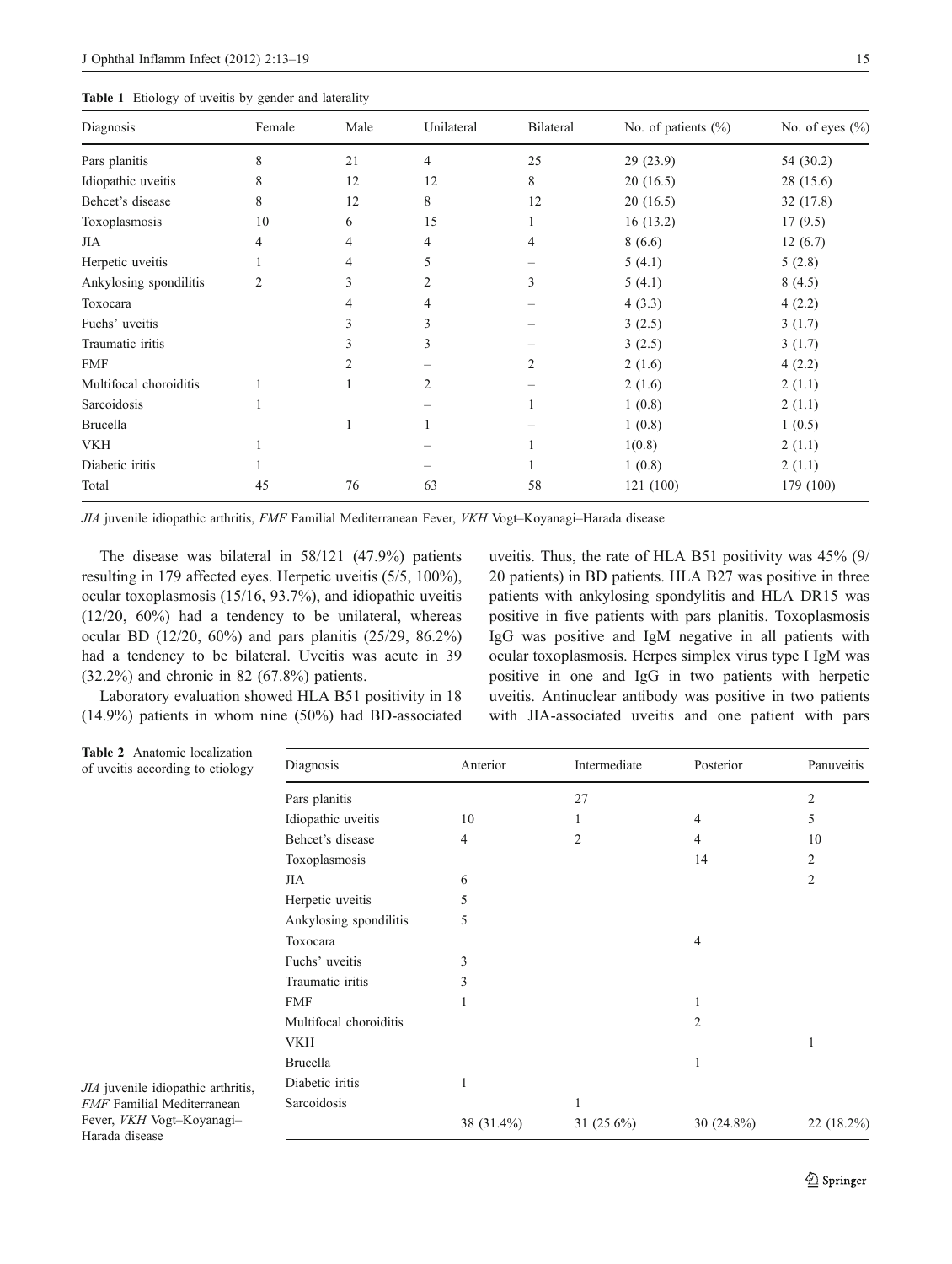**Table 1** Etiology of uveitis by gender and laterality

| Diagnosis | Female | Male | Unilateral | Bilateral | No. of patients (%) | No. of eyes (%) |
|---|---|---|---|---|---|---|
| Pars planitis | 8 | 21 | 4 | 25 | 29 (23.9) | 54 (30.2) |
| Idiopathic uveitis | 8 | 12 | 12 | 8 | 20 (16.5) | 28 (15.6) |
| Behcet's disease | 8 | 12 | 8 | 12 | 20 (16.5) | 32 (17.8) |
| Toxoplasmosis | 10 | 6 | 15 | 1 | 16 (13.2) | 17 (9.5) |
| JIA | 4 | 4 | 4 | 4 | 8 (6.6) | 12 (6.7) |
| Herpetic uveitis | 1 | 4 | 5 | – | 5 (4.1) | 5 (2.8) |
| Ankylosing spondylitis | 2 | 3 | 2 | 3 | 5 (4.1) | 8 (4.5) |
| Toxocara | | 4 | 4 | – | 4 (3.3) | 4 (2.2) |
| Fuchs' uveitis | | 3 | 3 | – | 3 (2.5) | 3 (1.7) |
| Traumatic iritis | | 3 | 3 | – | 3 (2.5) | 3 (1.7) |
| FMF | | 2 | – | 2 | 2 (1.6) | 4 (2.2) |
| Multifocal choroiditis | 1 | 1 | 2 | – | 2 (1.6) | 2 (1.1) |
| Sarcoidosis | 1 | | – | 1 | 1 (0.8) | 2 (1.1) |
| Brucella | | 1 | 1 | – | 1 (0.8) | 1 (0.5) |
| VKH | 1 | | – | 1 | 1(0.8) | 2 (1.1) |
| Diabetic iritis | 1 | | – | 1 | 1 (0.8) | 2 (1.1) |
| Total | 45 | 76 | 63 | 58 | 121 (100) | 179 (100) |

*JIA* juvenile idiopathic arthritis, *FMF* Familial Mediterranean Fever, *VKH* Vogt–Koyanagi–Harada disease

The disease was bilateral in 58/121 (47.9%) patients resulting in 179 affected eyes. Herpetic uveitis (5/5, 100%), ocular toxoplasmosis (15/16, 93.7%), and idiopathic uveitis (12/20, 60%) had a tendency to be unilateral, whereas ocular BD (12/20, 60%) and pars planitis (25/29, 86.2%) had a tendency to be bilateral. Uveitis was acute in 39 (32.2%) and chronic in 82 (67.8%) patients.

Laboratory evaluation showed HLA B51 positivity in 18 (14.9%) patients in whom nine (50%) had BD-associated uveitis. Thus, the rate of HLA B51 positivity was 45% (9/20 patients) in BD patients. HLA B27 was positive in three patients with ankylosing spondylitis and HLA DR15 was positive in five patients with pars planitis. Toxoplasmosis IgG was positive and IgM negative in all patients with ocular toxoplasmosis. Herpes simplex virus type I IgM was positive in one and IgG in two patients with herpetic uveitis. Antinuclear antibody was positive in two patients with JIA-associated uveitis and one patient with pars

**Table 2** Anatomic localization of uveitis according to etiology

| Diagnosis | Anterior | Intermediate | Posterior | Panuveitis |
|---|---|---|---|---|
| Pars planitis | | 27 | | 2 |
| Idiopathic uveitis | 10 | 1 | 4 | 5 |
| Behcet's disease | 4 | 2 | 4 | 10 |
| Toxoplasmosis | | | 14 | 2 |
| JIA | 6 | | | 2 |
| Herpetic uveitis | 5 | | | |
| Ankylosing spondylitis | 5 | | | |
| Toxocara | | | 4 | |
| Fuchs' uveitis | 3 | | | |
| Traumatic iritis | 3 | | | |
| FMF | 1 | | 1 | |
| Multifocal choroiditis | | | 2 | |
| VKH | | | | 1 |
| Brucella | | | 1 | |
| Diabetic iritis | 1 | | | |
| Sarcoidosis | | 1 | | |
| | 38 (31.4%) | 31 (25.6%) | 30 (24.8%) | 22 (18.2%) |

*JIA* juvenile idiopathic arthritis, *FMF* Familial Mediterranean Fever, *VKH* Vogt–Koyanagi–Harada disease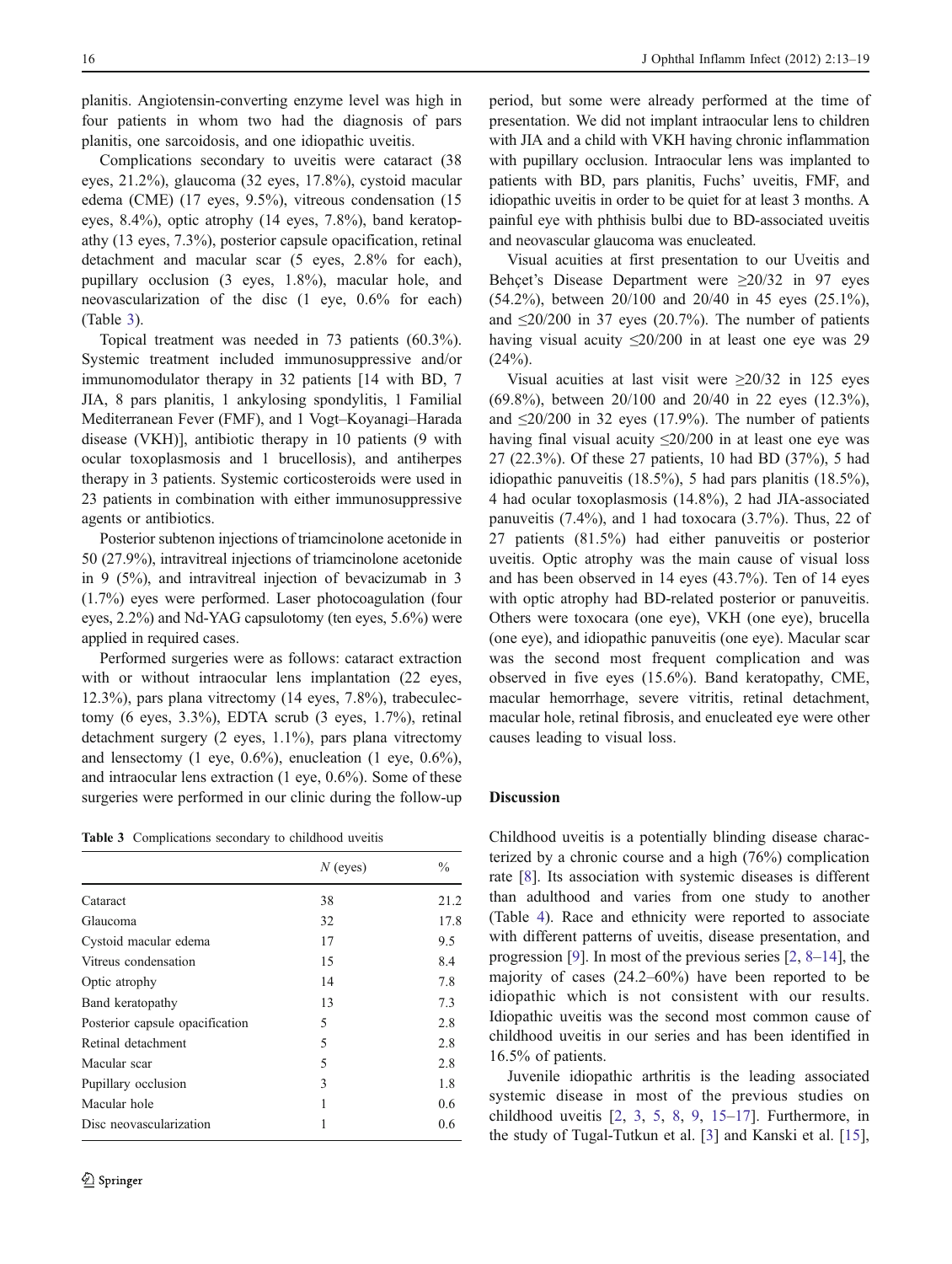planitis. Angiotensin-converting enzyme level was high in four patients in whom two had the diagnosis of pars planitis, one sarcoidosis, and one idiopathic uveitis.

Complications secondary to uveitis were cataract (38 eyes, 21.2%), glaucoma (32 eyes, 17.8%), cystoid macular edema (CME) (17 eyes, 9.5%), vitreous condensation (15 eyes, 8.4%), optic atrophy (14 eyes, 7.8%), band keratopathy (13 eyes, 7.3%), posterior capsule opacification, retinal detachment and macular scar (5 eyes, 2.8% for each), pupillary occlusion (3 eyes, 1.8%), macular hole, and neovascularization of the disc (1 eye, 0.6% for each) (Table 3).

Topical treatment was needed in 73 patients (60.3%). Systemic treatment included immunosuppressive and/or immunomodulator therapy in 32 patients [14 with BD, 7 JIA, 8 pars planitis, 1 ankylosing spondylitis, 1 Familial Mediterranean Fever (FMF), and 1 Vogt–Koyanagi–Harada disease (VKH)], antibiotic therapy in 10 patients (9 with ocular toxoplasmosis and 1 brucellosis), and antiherpes therapy in 3 patients. Systemic corticosteroids were used in 23 patients in combination with either immunosuppressive agents or antibiotics.

Posterior subtenon injections of triamcinolone acetonide in 50 (27.9%), intravitreal injections of triamcinolone acetonide in 9 (5%), and intravitreal injection of bevacizumab in 3 (1.7%) eyes were performed. Laser photocoagulation (four eyes, 2.2%) and Nd-YAG capsulotomy (ten eyes, 5.6%) were applied in required cases.

Performed surgeries were as follows: cataract extraction with or without intraocular lens implantation (22 eyes, 12.3%), pars plana vitrectomy (14 eyes, 7.8%), trabeculectomy (6 eyes, 3.3%), EDTA scrub (3 eyes, 1.7%), retinal detachment surgery (2 eyes, 1.1%), pars plana vitrectomy and lensectomy (1 eye, 0.6%), enucleation (1 eye, 0.6%), and intraocular lens extraction (1 eye, 0.6%). Some of these surgeries were performed in our clinic during the follow-up period, but some were already performed at the time of presentation. We did not implant intraocular lens to children with JIA and a child with VKH having chronic inflammation with pupillary occlusion. Intraocular lens was implanted to patients with BD, pars planitis, Fuchs' uveitis, FMF, and idiopathic uveitis in order to be quiet for at least 3 months. A painful eye with phthisis bulbi due to BD-associated uveitis and neovascular glaucoma was enucleated.

**Table 3** Complications secondary to childhood uveitis

| | $N$ (eyes) | % |
|---|---|---|
| Cataract | 38 | 21.2 |
| Glaucoma | 32 | 17.8 |
| Cystoid macular edema | 17 | 9.5 |
| Vitreous condensation | 15 | 8.4 |
| Optic atrophy | 14 | 7.8 |
| Band keratopathy | 13 | 7.3 |
| Posterior capsule opacification | 5 | 2.8 |
| Retinal detachment | 5 | 2.8 |
| Macular scar | 5 | 2.8 |
| Pupillary occlusion | 3 | 1.8 |
| Macular hole | 1 | 0.6 |
| Disc neovascularization | 1 | 0.6 |

Visual acuities at first presentation to our Uveitis and Behçet's Disease Department were ≥20/32 in 97 eyes (54.2%), between 20/100 and 20/40 in 45 eyes (25.1%), and ≤20/200 in 37 eyes (20.7%). The number of patients having visual acuity ≤20/200 in at least one eye was 29 (24%).

Visual acuities at last visit were ≥20/32 in 125 eyes (69.8%), between 20/100 and 20/40 in 22 eyes (12.3%), and ≤20/200 in 32 eyes (17.9%). The number of patients having final visual acuity ≤20/200 in at least one eye was 27 (22.3%). Of these 27 patients, 10 had BD (37%), 5 had idiopathic panuveitis (18.5%), 5 had pars planitis (18.5%), 4 had ocular toxoplasmosis (14.8%), 2 had JIA-associated panuveitis (7.4%), and 1 had toxocara (3.7%). Thus, 22 of 27 patients (81.5%) had either panuveitis or posterior uveitis. Optic atrophy was the main cause of visual loss and has been observed in 14 eyes (43.7%). Ten of 14 eyes with optic atrophy had BD-related posterior or panuveitis. Others were toxocara (one eye), VKH (one eye), brucella (one eye), and idiopathic panuveitis (one eye). Macular scar was the second most frequent complication and was observed in five eyes (15.6%). Band keratopathy, CME, macular hemorrhage, severe vitritis, retinal detachment, macular hole, retinal fibrosis, and enucleated eye were other causes leading to visual loss.

## Discussion

Childhood uveitis is a potentially blinding disease characterized by a chronic course and a high (76%) complication rate [8]. Its association with systemic diseases is different than adulthood and varies from one study to another (Table 4). Race and ethnicity were reported to associate with different patterns of uveitis, disease presentation, and progression [9]. In most of the previous series [2, 8–14], the majority of cases (24.2–60%) have been reported to be idiopathic which is not consistent with our results. Idiopathic uveitis was the second most common cause of childhood uveitis in our series and has been identified in 16.5% of patients.

Juvenile idiopathic arthritis is the leading associated systemic disease in most of the previous studies on childhood uveitis [2, 3, 5, 8, 9, 15–17]. Furthermore, in the study of Tugal-Tutkun et al. [3] and Kanski et al. [15],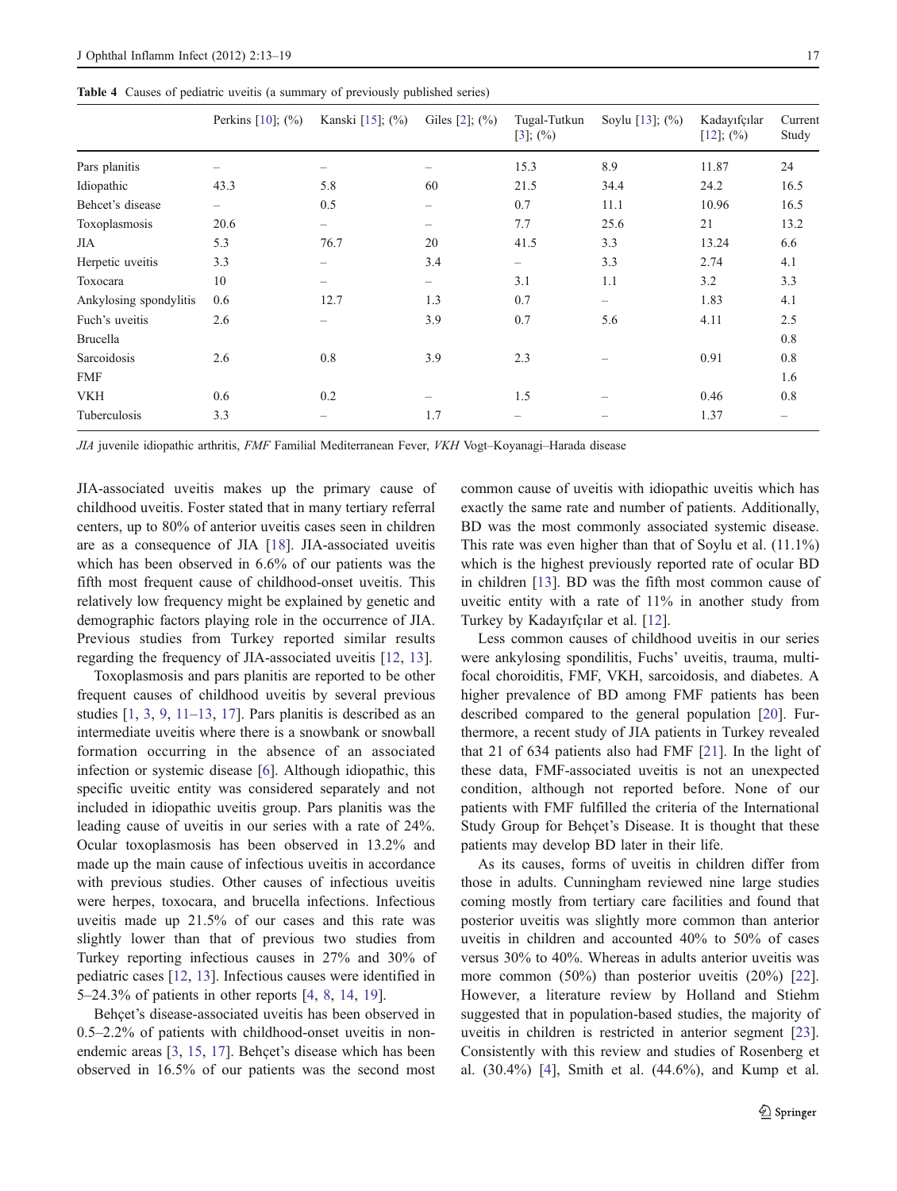**Table 4** Causes of pediatric uveitis (a summary of previously published series)

| | Perkins [10]; (%) | Kanski [15]; (%) | Giles [2]; (%) | Tugal-Tutkun [3]; (%) | Soylu [13]; (%) | Kadayıfçılar [12]; (%) | Current Study |
|---|---|---|---|---|---|---|---|
| Pars planitis | – | – | – | 15.3 | 8.9 | 11.87 | 24 |
| Idiopathic | 43.3 | 5.8 | 60 | 21.5 | 34.4 | 24.2 | 16.5 |
| Behcet's disease | – | 0.5 | – | 0.7 | 11.1 | 10.96 | 16.5 |
| Toxoplasmosis | 20.6 | – | – | 7.7 | 25.6 | 21 | 13.2 |
| JIA | 5.3 | 76.7 | 20 | 41.5 | 3.3 | 13.24 | 6.6 |
| Herpetic uveitis | 3.3 | – | 3.4 | – | 3.3 | 2.74 | 4.1 |
| Toxocara | 10 | – | – | 3.1 | 1.1 | 3.2 | 3.3 |
| Ankylosing spondylitis | 0.6 | 12.7 | 1.3 | 0.7 | – | 1.83 | 4.1 |
| Fuch's uveitis | 2.6 | – | 3.9 | 0.7 | 5.6 | 4.11 | 2.5 |
| Brucella | | | | | | | 0.8 |
| Sarcoidosis | 2.6 | 0.8 | 3.9 | 2.3 | – | 0.91 | 0.8 |
| FMF | | | | | | | 1.6 |
| VKH | 0.6 | 0.2 | – | 1.5 | – | 0.46 | 0.8 |
| Tuberculosis | 3.3 | – | 1.7 | – | – | 1.37 | – |

*JIA* juvenile idiopathic arthritis, *FMF* Familial Mediterranean Fever, *VKH* Vogt–Koyanagi–Harada disease

JIA-associated uveitis makes up the primary cause of childhood uveitis. Foster stated that in many tertiary referral centers, up to 80% of anterior uveitis cases seen in children are as a consequence of JIA [18]. JIA-associated uveitis which has been observed in 6.6% of our patients was the fifth most frequent cause of childhood-onset uveitis. This relatively low frequency might be explained by genetic and demographic factors playing role in the occurrence of JIA. Previous studies from Turkey reported similar results regarding the frequency of JIA-associated uveitis [12, 13].

Toxoplasmosis and pars planitis are reported to be other frequent causes of childhood uveitis by several previous studies [1, 3, 9, 11–13, 17]. Pars planitis is described as an intermediate uveitis where there is a snowbank or snowball formation occurring in the absence of an associated infection or systemic disease [6]. Although idiopathic, this specific uveitic entity was considered separately and not included in idiopathic uveitis group. Pars planitis was the leading cause of uveitis in our series with a rate of 24%. Ocular toxoplasmosis has been observed in 13.2% and made up the main cause of infectious uveitis in accordance with previous studies. Other causes of infectious uveitis were herpes, toxocara, and brucella infections. Infectious uveitis made up 21.5% of our cases and this rate was slightly lower than that of previous two studies from Turkey reporting infectious causes in 27% and 30% of pediatric cases [12, 13]. Infectious causes were identified in 5–24.3% of patients in other reports [4, 8, 14, 19].

Behçet's disease-associated uveitis has been observed in 0.5–2.2% of patients with childhood-onset uveitis in non-endemic areas [3, 15, 17]. Behçet's disease which has been observed in 16.5% of our patients was the second most common cause of uveitis with idiopathic uveitis which has exactly the same rate and number of patients. Additionally, BD was the most commonly associated systemic disease. This rate was even higher than that of Soylu et al. (11.1%) which is the highest previously reported rate of ocular BD in children [13]. BD was the fifth most common cause of uveitic entity with a rate of 11% in another study from Turkey by Kadayıfçılar et al. [12].

Less common causes of childhood uveitis in our series were ankylosing spondilitis, Fuchs' uveitis, trauma, multifocal choroiditis, FMF, VKH, sarcoidosis, and diabetes. A higher prevalence of BD among FMF patients has been described compared to the general population [20]. Furthermore, a recent study of JIA patients in Turkey revealed that 21 of 634 patients also had FMF [21]. In the light of these data, FMF-associated uveitis is not an unexpected condition, although not reported before. None of our patients with FMF fulfilled the criteria of the International Study Group for Behçet's Disease. It is thought that these patients may develop BD later in their life.

As its causes, forms of uveitis in children differ from those in adults. Cunningham reviewed nine large studies coming mostly from tertiary care facilities and found that posterior uveitis was slightly more common than anterior uveitis in children and accounted 40% to 50% of cases versus 30% to 40%. Whereas in adults anterior uveitis was more common (50%) than posterior uveitis (20%) [22]. However, a literature review by Holland and Stiehm suggested that in population-based studies, the majority of uveitis in children is restricted in anterior segment [23]. Consistently with this review and studies of Rosenberg et al. (30.4%) [4], Smith et al. (44.6%), and Kump et al.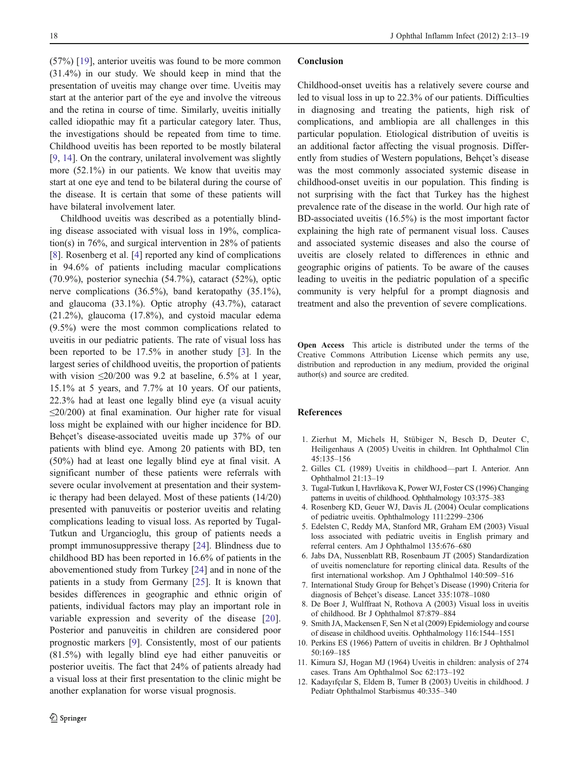(57%) [19], anterior uveitis was found to be more common (31.4%) in our study. We should keep in mind that the presentation of uveitis may change over time. Uveitis may start at the anterior part of the eye and involve the vitreous and the retina in course of time. Similarly, uveitis initially called idiopathic may fit a particular category later. Thus, the investigations should be repeated from time to time. Childhood uveitis has been reported to be mostly bilateral [9, 14]. On the contrary, unilateral involvement was slightly more (52.1%) in our patients. We know that uveitis may start at one eye and tend to be bilateral during the course of the disease. It is certain that some of these patients will have bilateral involvement later.

Childhood uveitis was described as a potentially blinding disease associated with visual loss in 19%, complication(s) in 76%, and surgical intervention in 28% of patients [8]. Rosenberg et al. [4] reported any kind of complications in 94.6% of patients including macular complications (70.9%), posterior synechia (54.7%), cataract (52%), optic nerve complications (36.5%), band keratopathy (35.1%), and glaucoma (33.1%). Optic atrophy (43.7%), cataract (21.2%), glaucoma (17.8%), and cystoid macular edema (9.5%) were the most common complications related to uveitis in our pediatric patients. The rate of visual loss has been reported to be 17.5% in another study [3]. In the largest series of childhood uveitis, the proportion of patients with vision ≤20/200 was 9.2 at baseline, 6.5% at 1 year, 15.1% at 5 years, and 7.7% at 10 years. Of our patients, 22.3% had at least one legally blind eye (a visual acuity ≤20/200) at final examination. Our higher rate for visual loss might be explained with our higher incidence for BD. Behçet's disease-associated uveitis made up 37% of our patients with blind eye. Among 20 patients with BD, ten (50%) had at least one legally blind eye at final visit. A significant number of these patients were referrals with severe ocular involvement at presentation and their systemic therapy had been delayed. Most of these patients (14/20) presented with panuveitis or posterior uveitis and relating complications leading to visual loss. As reported by Tugal-Tutkun and Urgancioglu, this group of patients needs a prompt immunosuppressive therapy [24]. Blindness due to childhood BD has been reported in 16.6% of patients in the abovementioned study from Turkey [24] and in none of the patients in a study from Germany [25]. It is known that besides differences in geographic and ethnic origin of patients, individual factors may play an important role in variable expression and severity of the disease [20]. Posterior and panuveitis in children are considered poor prognostic markers [9]. Consistently, most of our patients (81.5%) with legally blind eye had either panuveitis or posterior uveitis. The fact that 24% of patients already had a visual loss at their first presentation to the clinic might be another explanation for worse visual prognosis.

## Conclusion

Childhood-onset uveitis has a relatively severe course and led to visual loss in up to 22.3% of our patients. Difficulties in diagnosing and treating the patients, high risk of complications, and ambliopia are all challenges in this particular population. Etiological distribution of uveitis is an additional factor affecting the visual prognosis. Differently from studies of Western populations, Behçet's disease was the most commonly associated systemic disease in childhood-onset uveitis in our population. This finding is not surprising with the fact that Turkey has the highest prevalence rate of the disease in the world. Our high rate of BD-associated uveitis (16.5%) is the most important factor explaining the high rate of permanent visual loss. Causes and associated systemic diseases and also the course of uveitis are closely related to differences in ethnic and geographic origins of patients. To be aware of the causes leading to uveitis in the pediatric population of a specific community is very helpful for a prompt diagnosis and treatment and also the prevention of severe complications.

**Open Access** This article is distributed under the terms of the Creative Commons Attribution License which permits any use, distribution and reproduction in any medium, provided the original author(s) and source are credited.

## References

1. Zierhut M, Michels H, Stübiger N, Besch D, Deuter C, Heiligenhaus A (2005) Uveitis in children. Int Ophthalmol Clin 45:135–156
2. Gilles CL (1989) Uveitis in childhood—part I. Anterior. Ann Ophthalmol 21:13–19
3. Tugal-Tutkun I, Havrlikova K, Power WJ, Foster CS (1996) Changing patterns in uveitis of childhood. Ophthalmology 103:375–383
4. Rosenberg KD, Geuer WJ, Davis JL (2004) Ocular complications of pediatric uveitis. Ophthalmology 111:2299–2306
5. Edelsten C, Reddy MA, Stanford MR, Graham EM (2003) Visual loss associated with pediatric uveitis in English primary and referral centers. Am J Ophthalmol 135:676–680
6. Jabs DA, Nussenblatt RB, Rosenbaum JT (2005) Standardization of uveitis nomenclature for reporting clinical data. Results of the first international workshop. Am J Ophthalmol 140:509–516
7. International Study Group for Behçet's Disease (1990) Criteria for diagnosis of Behçet's disease. Lancet 335:1078–1080
8. De Boer J, Wulffraat N, Rothova A (2003) Visual loss in uveitis of childhood. Br J Ophthalmol 87:879–884
9. Smith JA, Mackensen F, Sen N et al (2009) Epidemiology and course of disease in childhood uveitis. Ophthalmology 116:1544–1551
10. Perkins ES (1966) Pattern of uveitis in children. Br J Ophthalmol 50:169–185
11. Kimura SJ, Hogan MJ (1964) Uveitis in children: analysis of 274 cases. Trans Am Ophthalmol Soc 62:173–192
12. Kadayıfçılar S, Eldem B, Tumer B (2003) Uveitis in childhood. J Pediatr Ophthalmol Starbismus 40:335–340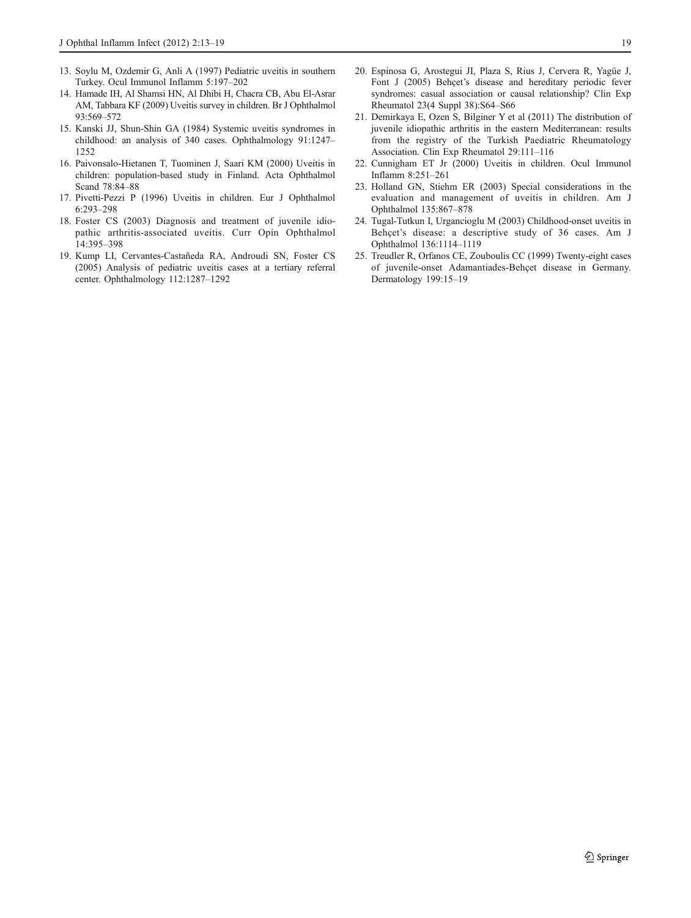13. Soylu M, Ozdemir G, Anli A (1997) Pediatric uveitis in southern Turkey. Ocul Immunol Inflamm 5:197–202
14. Hamade IH, Al Shamsi HN, Al Dhibi H, Chacra CB, Abu El-Asrar AM, Tabbara KF (2009) Uveitis survey in children. Br J Ophthalmol 93:569–572
15. Kanski JJ, Shun-Shin GA (1984) Systemic uveitis syndromes in childhood: an analysis of 340 cases. Ophthalmology 91:1247–1252
16. Paivonsalo-Hietanen T, Tuominen J, Saari KM (2000) Uveitis in children: population-based study in Finland. Acta Ophthalmol Scand 78:84–88
17. Pivetti-Pezzi P (1996) Uveitis in children. Eur J Ophthalmol 6:293–298
18. Foster CS (2003) Diagnosis and treatment of juvenile idiopathic arthritis-associated uveitis. Curr Opin Ophthalmol 14:395–398
19. Kump LI, Cervantes-Castañeda RA, Androudi SN, Foster CS (2005) Analysis of pediatric uveitis cases at a tertiary referral center. Ophthalmology 112:1287–1292
20. Espinosa G, Arostegui JI, Plaza S, Rius J, Cervera R, Yagüe J, Font J (2005) Behçet's disease and hereditary periodic fever syndromes: casual association or causal relationship? Clin Exp Rheumatol 23(4 Suppl 38):S64–S66
21. Demirkaya E, Ozen S, Bilginer Y et al (2011) The distribution of juvenile idiopathic arthritis in the eastern Mediterranean: results from the registry of the Turkish Paediatric Rheumatology Association. Clin Exp Rheumatol 29:111–116
22. Cunnigham ET Jr (2000) Uveitis in children. Ocul Immunol Inflamm 8:251–261
23. Holland GN, Stiehm ER (2003) Special considerations in the evaluation and management of uveitis in children. Am J Ophthalmol 135:867–878
24. Tugal-Tutkun I, Urgancioglu M (2003) Childhood-onset uveitis in Behçet's disease: a descriptive study of 36 cases. Am J Ophthalmol 136:1114–1119
25. Treudler R, Orfanos CE, Zouboulis CC (1999) Twenty-eight cases of juvenile-onset Adamantiades-Behçet disease in Germany. Dermatology 199:15–19